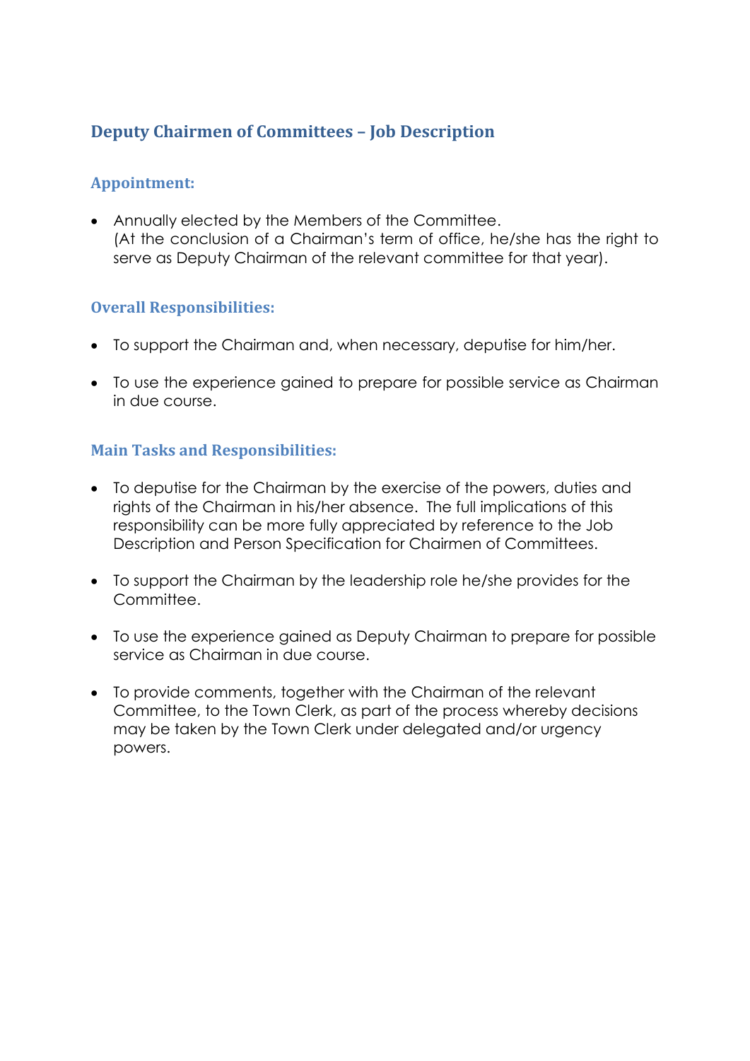# Deputy Chairmen of Committees – Job Description

## Appointment:

- Annually elected by the Members of the Committee.
  (At the conclusion of a Chairman's term of office, he/she has the right to serve as Deputy Chairman of the relevant committee for that year).

## Overall Responsibilities:

- To support the Chairman and, when necessary, deputise for him/her.

- To use the experience gained to prepare for possible service as Chairman in due course.

## Main Tasks and Responsibilities:

- To deputise for the Chairman by the exercise of the powers, duties and rights of the Chairman in his/her absence. The full implications of this responsibility can be more fully appreciated by reference to the Job Description and Person Specification for Chairmen of Committees.

- To support the Chairman by the leadership role he/she provides for the Committee.

- To use the experience gained as Deputy Chairman to prepare for possible service as Chairman in due course.

- To provide comments, together with the Chairman of the relevant Committee, to the Town Clerk, as part of the process whereby decisions may be taken by the Town Clerk under delegated and/or urgency powers.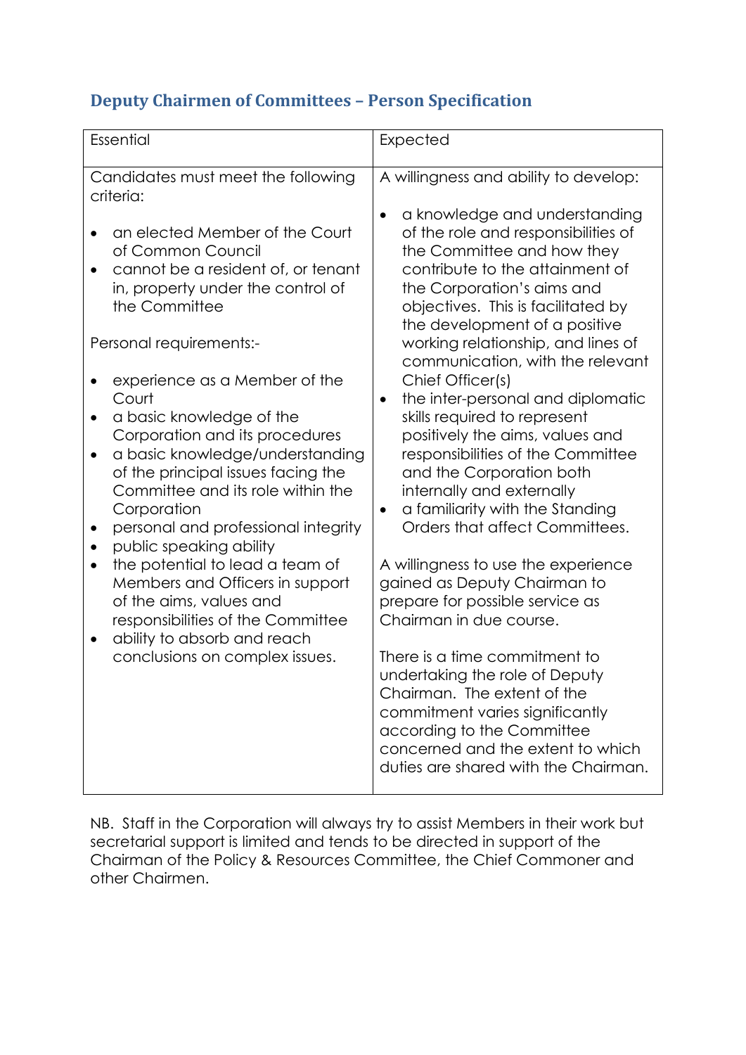## Deputy Chairmen of Committees – Person Specification

| Essential | Expected |
|---|---|
| Candidates must meet the following criteria:<br><br>• an elected Member of the Court of Common Council<br>• cannot be a resident of, or tenant in, property under the control of the Committee<br><br>Personal requirements:-<br><br>• experience as a Member of the Court<br>• a basic knowledge of the Corporation and its procedures<br>• a basic knowledge/understanding of the principal issues facing the Committee and its role within the Corporation<br>• personal and professional integrity<br>• public speaking ability<br>• the potential to lead a team of Members and Officers in support of the aims, values and responsibilities of the Committee<br>• ability to absorb and reach conclusions on complex issues. | A willingness and ability to develop:<br><br>• a knowledge and understanding of the role and responsibilities of the Committee and how they contribute to the attainment of the Corporation's aims and objectives. This is facilitated by the development of a positive working relationship, and lines of communication, with the relevant Chief Officer(s)<br>• the inter-personal and diplomatic skills required to represent positively the aims, values and responsibilities of the Committee and the Corporation both internally and externally<br>• a familiarity with the Standing Orders that affect Committees.<br><br>A willingness to use the experience gained as Deputy Chairman to prepare for possible service as Chairman in due course.<br><br>There is a time commitment to undertaking the role of Deputy Chairman. The extent of the commitment varies significantly according to the Committee concerned and the extent to which duties are shared with the Chairman. |

NB. Staff in the Corporation will always try to assist Members in their work but secretarial support is limited and tends to be directed in support of the Chairman of the Policy & Resources Committee, the Chief Commoner and other Chairmen.